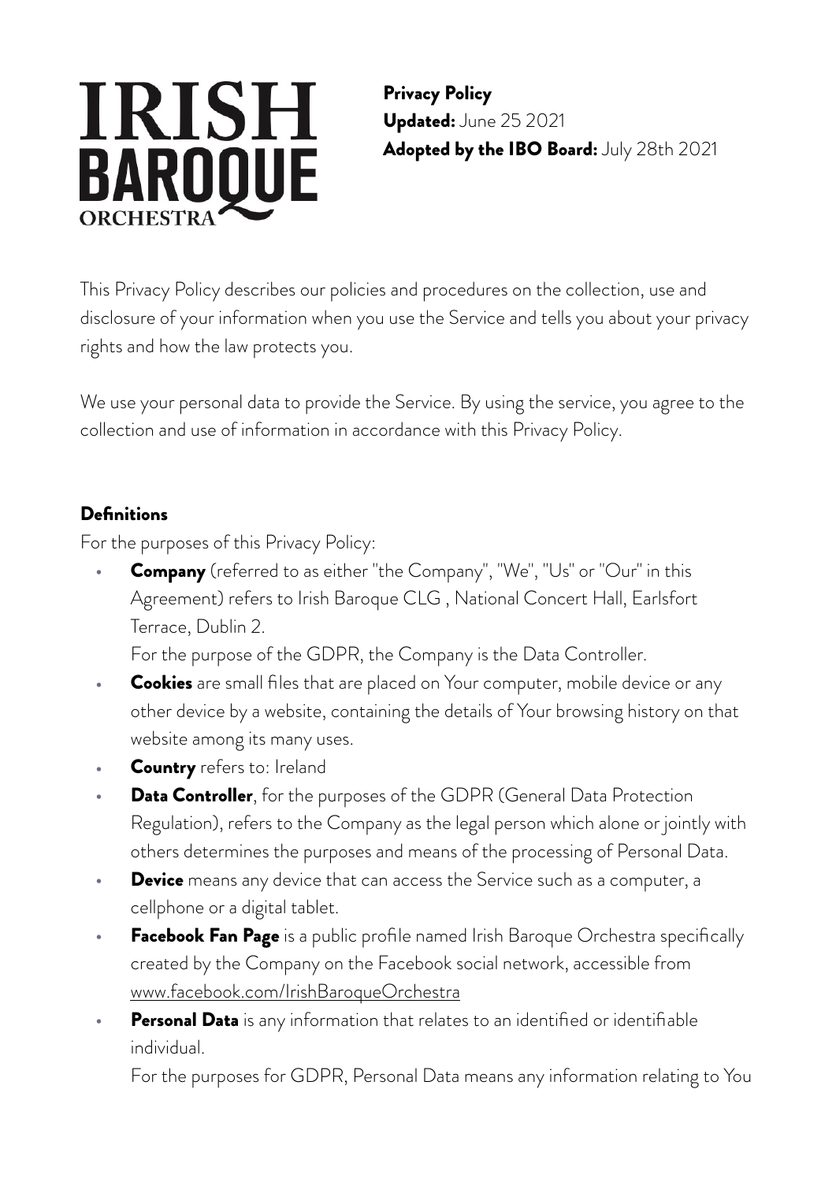**IRISH BAROQUE ORCHESTRA**

**Privacy Policy**
**Updated:** June 25 2021
**Adopted by the IBO Board:** July 28th 2021

This Privacy Policy describes our policies and procedures on the collection, use and disclosure of your information when you use the Service and tells you about your privacy rights and how the law protects you.

We use your personal data to provide the Service. By using the service, you agree to the collection and use of information in accordance with this Privacy Policy.

### Definitions

For the purposes of this Privacy Policy:

- **Company** (referred to as either "the Company", "We", "Us" or "Our" in this Agreement) refers to Irish Baroque CLG , National Concert Hall, Earlsfort Terrace, Dublin 2.
  For the purpose of the GDPR, the Company is the Data Controller.
- **Cookies** are small files that are placed on Your computer, mobile device or any other device by a website, containing the details of Your browsing history on that website among its many uses.
- **Country** refers to: Ireland
- **Data Controller**, for the purposes of the GDPR (General Data Protection Regulation), refers to the Company as the legal person which alone or jointly with others determines the purposes and means of the processing of Personal Data.
- **Device** means any device that can access the Service such as a computer, a cellphone or a digital tablet.
- **Facebook Fan Page** is a public profile named Irish Baroque Orchestra specifically created by the Company on the Facebook social network, accessible from www.facebook.com/IrishBaroqueOrchestra
- **Personal Data** is any information that relates to an identified or identifiable individual.
  For the purposes for GDPR, Personal Data means any information relating to You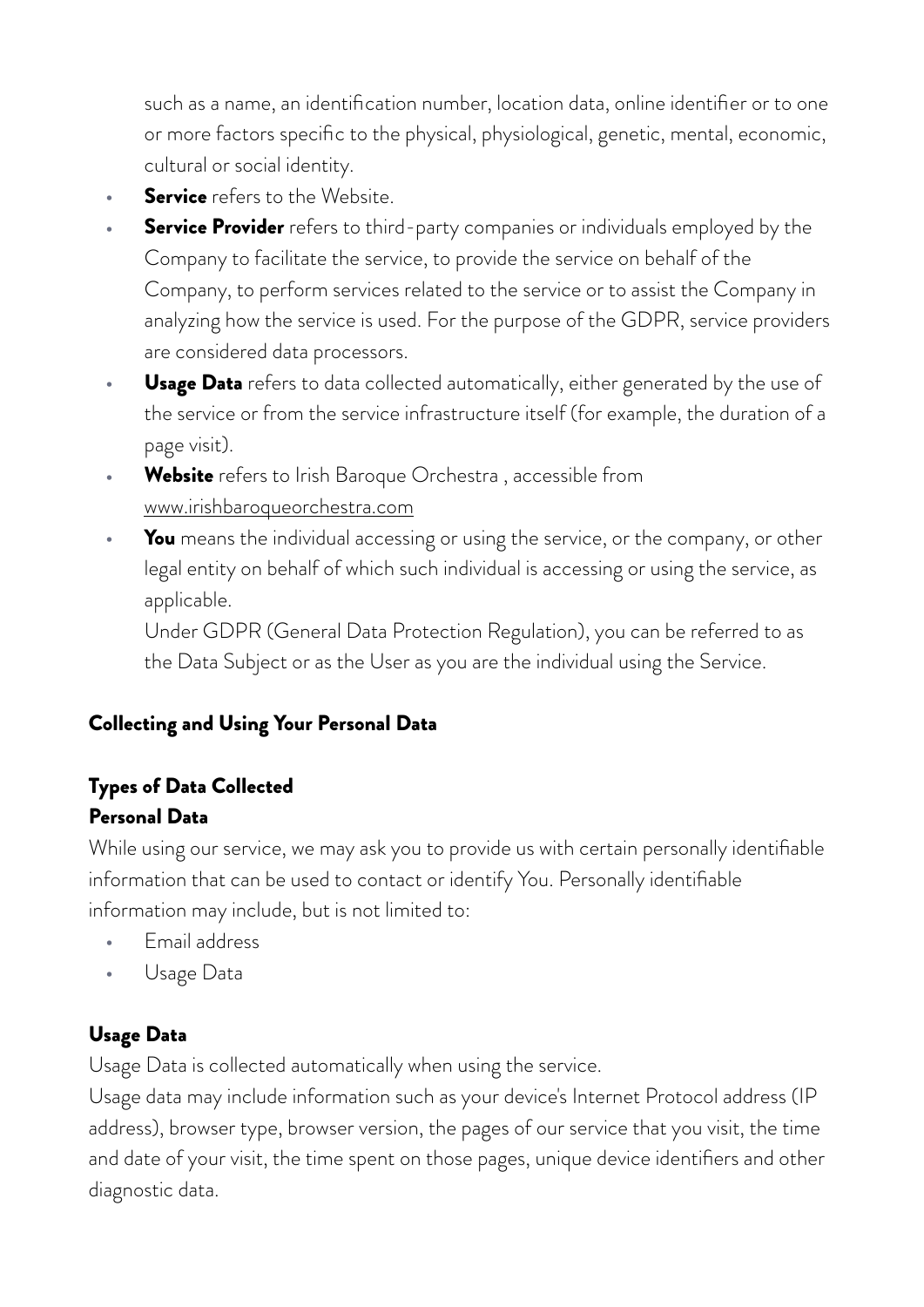such as a name, an identification number, location data, online identifier or to one or more factors specific to the physical, physiological, genetic, mental, economic, cultural or social identity.

- **Service** refers to the Website.
- **Service Provider** refers to third-party companies or individuals employed by the Company to facilitate the service, to provide the service on behalf of the Company, to perform services related to the service or to assist the Company in analyzing how the service is used. For the purpose of the GDPR, service providers are considered data processors.
- **Usage Data** refers to data collected automatically, either generated by the use of the service or from the service infrastructure itself (for example, the duration of a page visit).
- **Website** refers to Irish Baroque Orchestra , accessible from www.irishbaroqueorchestra.com
- **You** means the individual accessing or using the service, or the company, or other legal entity on behalf of which such individual is accessing or using the service, as applicable.
  Under GDPR (General Data Protection Regulation), you can be referred to as the Data Subject or as the User as you are the individual using the Service.

## Collecting and Using Your Personal Data

### Types of Data Collected

#### Personal Data

While using our service, we may ask you to provide us with certain personally identifiable information that can be used to contact or identify You. Personally identifiable information may include, but is not limited to:

- Email address
- Usage Data

#### Usage Data

Usage Data is collected automatically when using the service.
Usage data may include information such as your device's Internet Protocol address (IP address), browser type, browser version, the pages of our service that you visit, the time and date of your visit, the time spent on those pages, unique device identifiers and other diagnostic data.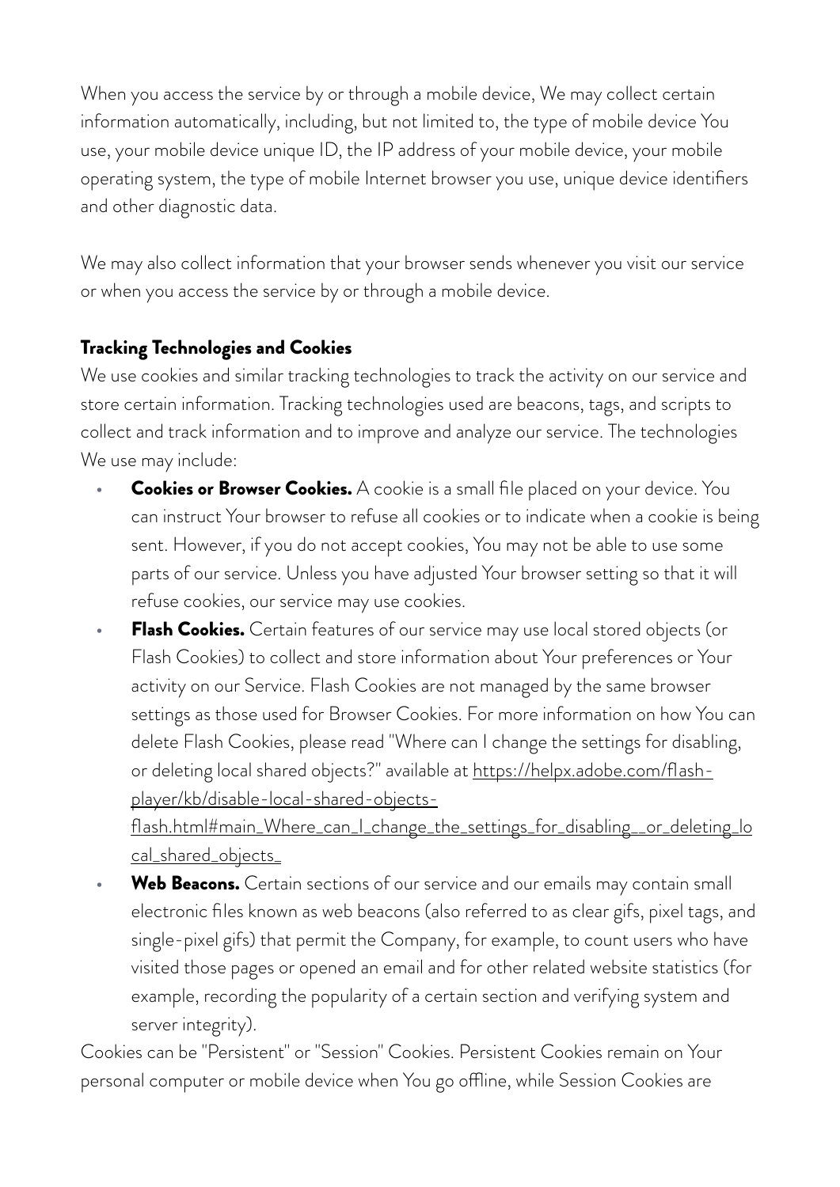When you access the service by or through a mobile device, We may collect certain information automatically, including, but not limited to, the type of mobile device You use, your mobile device unique ID, the IP address of your mobile device, your mobile operating system, the type of mobile Internet browser you use, unique device identifiers and other diagnostic data.

We may also collect information that your browser sends whenever you visit our service or when you access the service by or through a mobile device.

**Tracking Technologies and Cookies**

We use cookies and similar tracking technologies to track the activity on our service and store certain information. Tracking technologies used are beacons, tags, and scripts to collect and track information and to improve and analyze our service. The technologies We use may include:

- **Cookies or Browser Cookies.** A cookie is a small file placed on your device. You can instruct Your browser to refuse all cookies or to indicate when a cookie is being sent. However, if you do not accept cookies, You may not be able to use some parts of our service. Unless you have adjusted Your browser setting so that it will refuse cookies, our service may use cookies.
- **Flash Cookies.** Certain features of our service may use local stored objects (or Flash Cookies) to collect and store information about Your preferences or Your activity on our Service. Flash Cookies are not managed by the same browser settings as those used for Browser Cookies. For more information on how You can delete Flash Cookies, please read "Where can I change the settings for disabling, or deleting local shared objects?" available at [https://helpx.adobe.com/flash-player/kb/disable-local-shared-objects-flash.html#main_Where_can_I_change_the_settings_for_disabling__or_deleting_local_shared_objects_](https://helpx.adobe.com/flash-player/kb/disable-local-shared-objects-flash.html#main_Where_can_I_change_the_settings_for_disabling__or_deleting_local_shared_objects_)
- **Web Beacons.** Certain sections of our service and our emails may contain small electronic files known as web beacons (also referred to as clear gifs, pixel tags, and single-pixel gifs) that permit the Company, for example, to count users who have visited those pages or opened an email and for other related website statistics (for example, recording the popularity of a certain section and verifying system and server integrity).

Cookies can be "Persistent" or "Session" Cookies. Persistent Cookies remain on Your personal computer or mobile device when You go offline, while Session Cookies are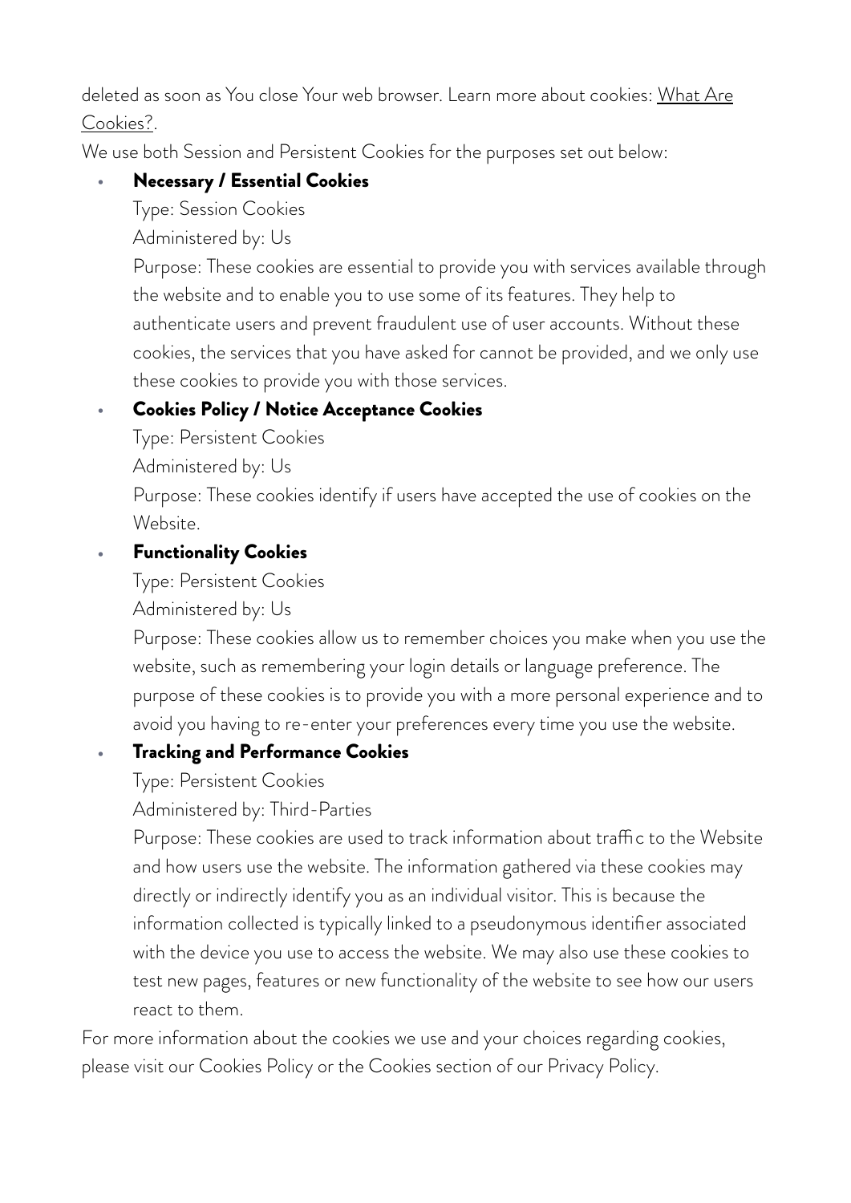deleted as soon as You close Your web browser. Learn more about cookies: What Are Cookies?.

We use both Session and Persistent Cookies for the purposes set out below:

- **Necessary / Essential Cookies**

  Type: Session Cookies

  Administered by: Us

  Purpose: These cookies are essential to provide you with services available through the website and to enable you to use some of its features. They help to authenticate users and prevent fraudulent use of user accounts. Without these cookies, the services that you have asked for cannot be provided, and we only use these cookies to provide you with those services.

- **Cookies Policy / Notice Acceptance Cookies**

  Type: Persistent Cookies

  Administered by: Us

  Purpose: These cookies identify if users have accepted the use of cookies on the Website.

- **Functionality Cookies**

  Type: Persistent Cookies

  Administered by: Us

  Purpose: These cookies allow us to remember choices you make when you use the website, such as remembering your login details or language preference. The purpose of these cookies is to provide you with a more personal experience and to avoid you having to re-enter your preferences every time you use the website.

- **Tracking and Performance Cookies**

  Type: Persistent Cookies

  Administered by: Third-Parties

  Purpose: These cookies are used to track information about traffic to the Website and how users use the website. The information gathered via these cookies may directly or indirectly identify you as an individual visitor. This is because the information collected is typically linked to a pseudonymous identifier associated with the device you use to access the website. We may also use these cookies to test new pages, features or new functionality of the website to see how our users react to them.

For more information about the cookies we use and your choices regarding cookies, please visit our Cookies Policy or the Cookies section of our Privacy Policy.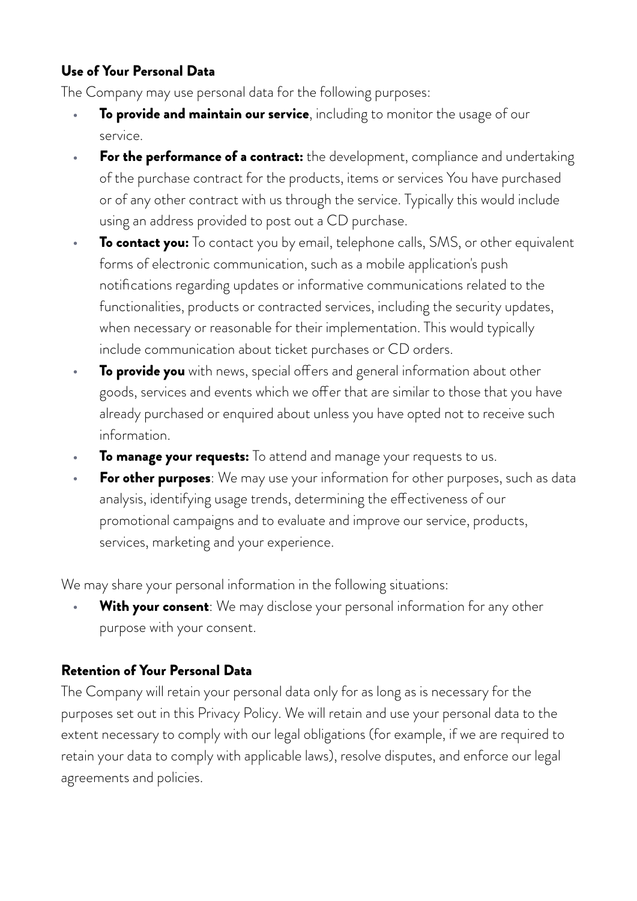### Use of Your Personal Data

The Company may use personal data for the following purposes:

- **To provide and maintain our service**, including to monitor the usage of our service.
- **For the performance of a contract:** the development, compliance and undertaking of the purchase contract for the products, items or services You have purchased or of any other contract with us through the service. Typically this would include using an address provided to post out a CD purchase.
- **To contact you:** To contact you by email, telephone calls, SMS, or other equivalent forms of electronic communication, such as a mobile application's push notifications regarding updates or informative communications related to the functionalities, products or contracted services, including the security updates, when necessary or reasonable for their implementation. This would typically include communication about ticket purchases or CD orders.
- **To provide you** with news, special offers and general information about other goods, services and events which we offer that are similar to those that you have already purchased or enquired about unless you have opted not to receive such information.
- **To manage your requests:** To attend and manage your requests to us.
- **For other purposes**: We may use your information for other purposes, such as data analysis, identifying usage trends, determining the effectiveness of our promotional campaigns and to evaluate and improve our service, products, services, marketing and your experience.

We may share your personal information in the following situations:

- **With your consent**: We may disclose your personal information for any other purpose with your consent.

### Retention of Your Personal Data

The Company will retain your personal data only for as long as is necessary for the purposes set out in this Privacy Policy. We will retain and use your personal data to the extent necessary to comply with our legal obligations (for example, if we are required to retain your data to comply with applicable laws), resolve disputes, and enforce our legal agreements and policies.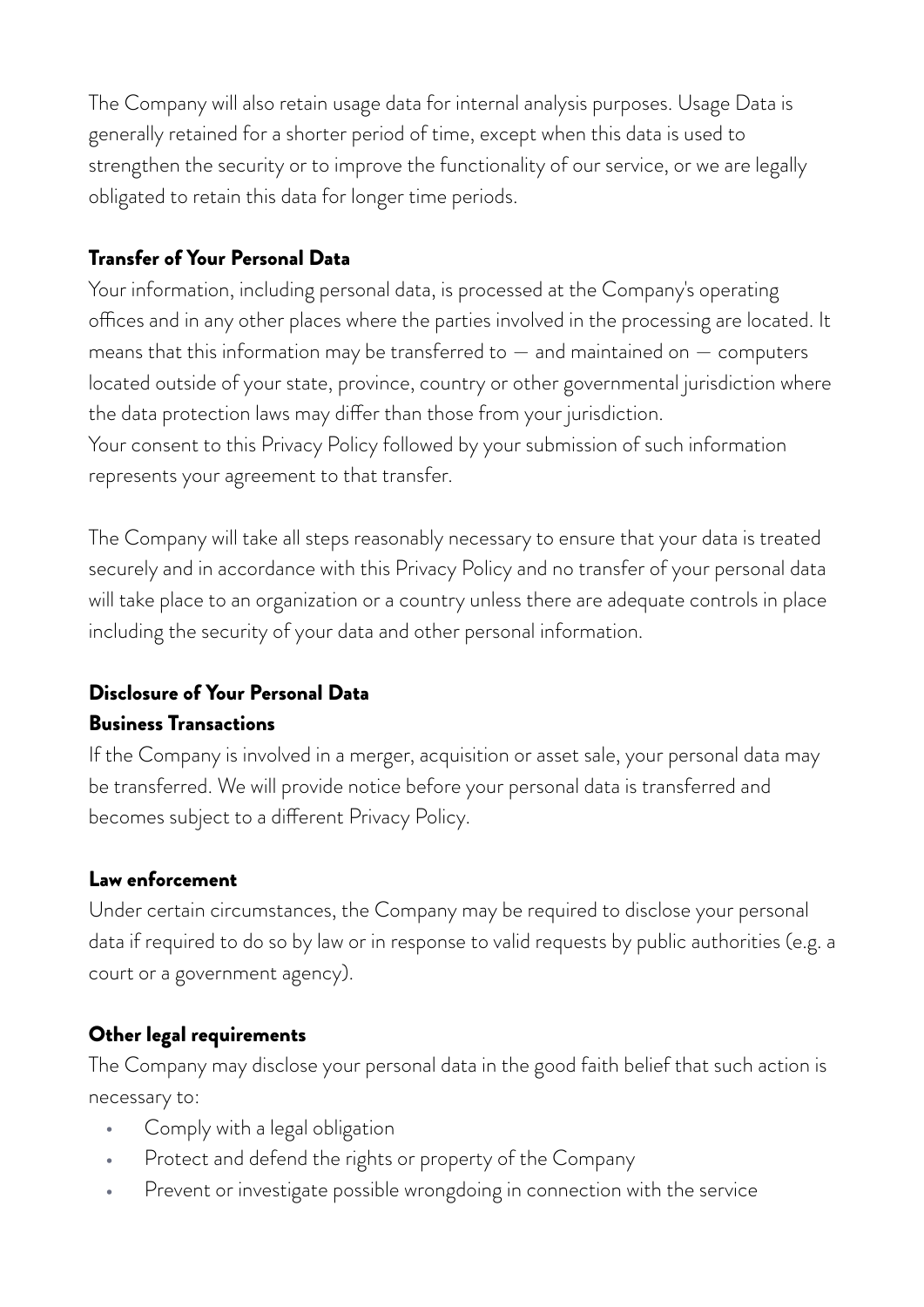The Company will also retain usage data for internal analysis purposes. Usage Data is generally retained for a shorter period of time, except when this data is used to strengthen the security or to improve the functionality of our service, or we are legally obligated to retain this data for longer time periods.

**Transfer of Your Personal Data**

Your information, including personal data, is processed at the Company's operating offices and in any other places where the parties involved in the processing are located. It means that this information may be transferred to — and maintained on — computers located outside of your state, province, country or other governmental jurisdiction where the data protection laws may differ than those from your jurisdiction.
Your consent to this Privacy Policy followed by your submission of such information represents your agreement to that transfer.

The Company will take all steps reasonably necessary to ensure that your data is treated securely and in accordance with this Privacy Policy and no transfer of your personal data will take place to an organization or a country unless there are adequate controls in place including the security of your data and other personal information.

**Disclosure of Your Personal Data**

**Business Transactions**

If the Company is involved in a merger, acquisition or asset sale, your personal data may be transferred. We will provide notice before your personal data is transferred and becomes subject to a different Privacy Policy.

**Law enforcement**

Under certain circumstances, the Company may be required to disclose your personal data if required to do so by law or in response to valid requests by public authorities (e.g. a court or a government agency).

**Other legal requirements**

The Company may disclose your personal data in the good faith belief that such action is necessary to:

- Comply with a legal obligation
- Protect and defend the rights or property of the Company
- Prevent or investigate possible wrongdoing in connection with the service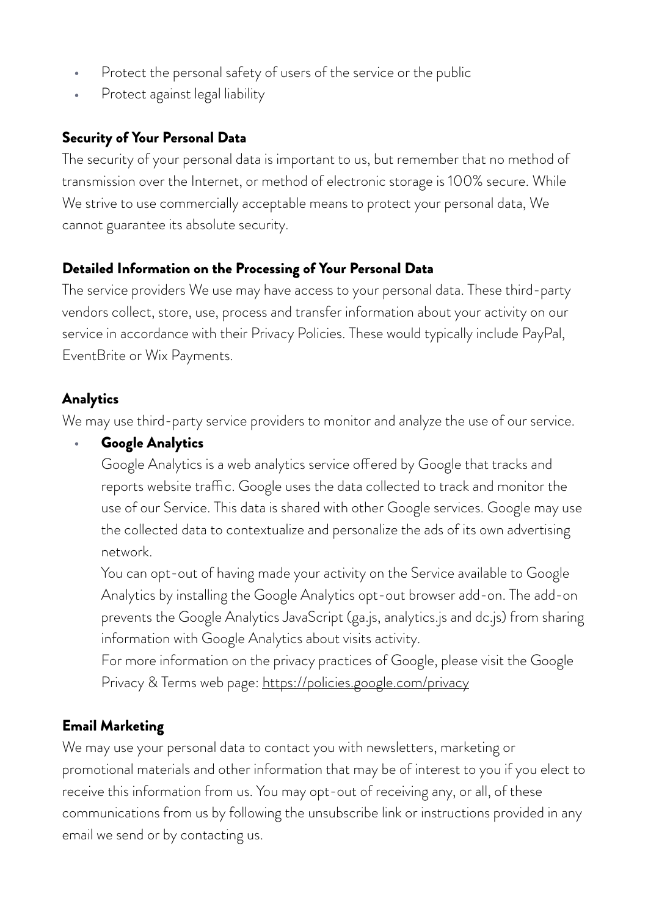- Protect the personal safety of users of the service or the public
- Protect against legal liability

### Security of Your Personal Data

The security of your personal data is important to us, but remember that no method of transmission over the Internet, or method of electronic storage is 100% secure. While We strive to use commercially acceptable means to protect your personal data, We cannot guarantee its absolute security.

### Detailed Information on the Processing of Your Personal Data

The service providers We use may have access to your personal data. These third-party vendors collect, store, use, process and transfer information about your activity on our service in accordance with their Privacy Policies. These would typically include PayPal, EventBrite or Wix Payments.

### Analytics

We may use third-party service providers to monitor and analyze the use of our service.

- **Google Analytics**
  Google Analytics is a web analytics service offered by Google that tracks and reports website traffic. Google uses the data collected to track and monitor the use of our Service. This data is shared with other Google services. Google may use the collected data to contextualize and personalize the ads of its own advertising network.
  You can opt-out of having made your activity on the Service available to Google Analytics by installing the Google Analytics opt-out browser add-on. The add-on prevents the Google Analytics JavaScript (ga.js, analytics.js and dc.js) from sharing information with Google Analytics about visits activity.
  For more information on the privacy practices of Google, please visit the Google Privacy & Terms web page: https://policies.google.com/privacy

### Email Marketing

We may use your personal data to contact you with newsletters, marketing or promotional materials and other information that may be of interest to you if you elect to receive this information from us. You may opt-out of receiving any, or all, of these communications from us by following the unsubscribe link or instructions provided in any email we send or by contacting us.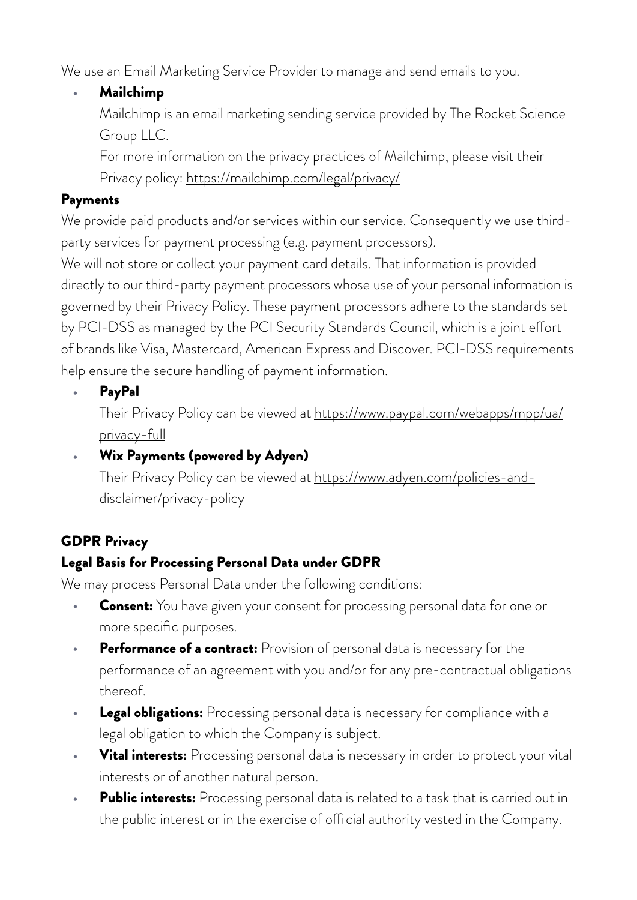We use an Email Marketing Service Provider to manage and send emails to you.

- **Mailchimp**
  Mailchimp is an email marketing sending service provided by The Rocket Science Group LLC.
  For more information on the privacy practices of Mailchimp, please visit their Privacy policy: https://mailchimp.com/legal/privacy/

### Payments

We provide paid products and/or services within our service. Consequently we use third-party services for payment processing (e.g. payment processors).
We will not store or collect your payment card details. That information is provided directly to our third-party payment processors whose use of your personal information is governed by their Privacy Policy. These payment processors adhere to the standards set by PCI-DSS as managed by the PCI Security Standards Council, which is a joint effort of brands like Visa, Mastercard, American Express and Discover. PCI-DSS requirements help ensure the secure handling of payment information.

- **PayPal**
  Their Privacy Policy can be viewed at https://www.paypal.com/webapps/mpp/ua/privacy-full
- **Wix Payments (powered by Adyen)**
  Their Privacy Policy can be viewed at https://www.adyen.com/policies-and-disclaimer/privacy-policy

## GDPR Privacy

### Legal Basis for Processing Personal Data under GDPR

We may process Personal Data under the following conditions:

- **Consent:** You have given your consent for processing personal data for one or more specific purposes.
- **Performance of a contract:** Provision of personal data is necessary for the performance of an agreement with you and/or for any pre-contractual obligations thereof.
- **Legal obligations:** Processing personal data is necessary for compliance with a legal obligation to which the Company is subject.
- **Vital interests:** Processing personal data is necessary in order to protect your vital interests or of another natural person.
- **Public interests:** Processing personal data is related to a task that is carried out in the public interest or in the exercise of official authority vested in the Company.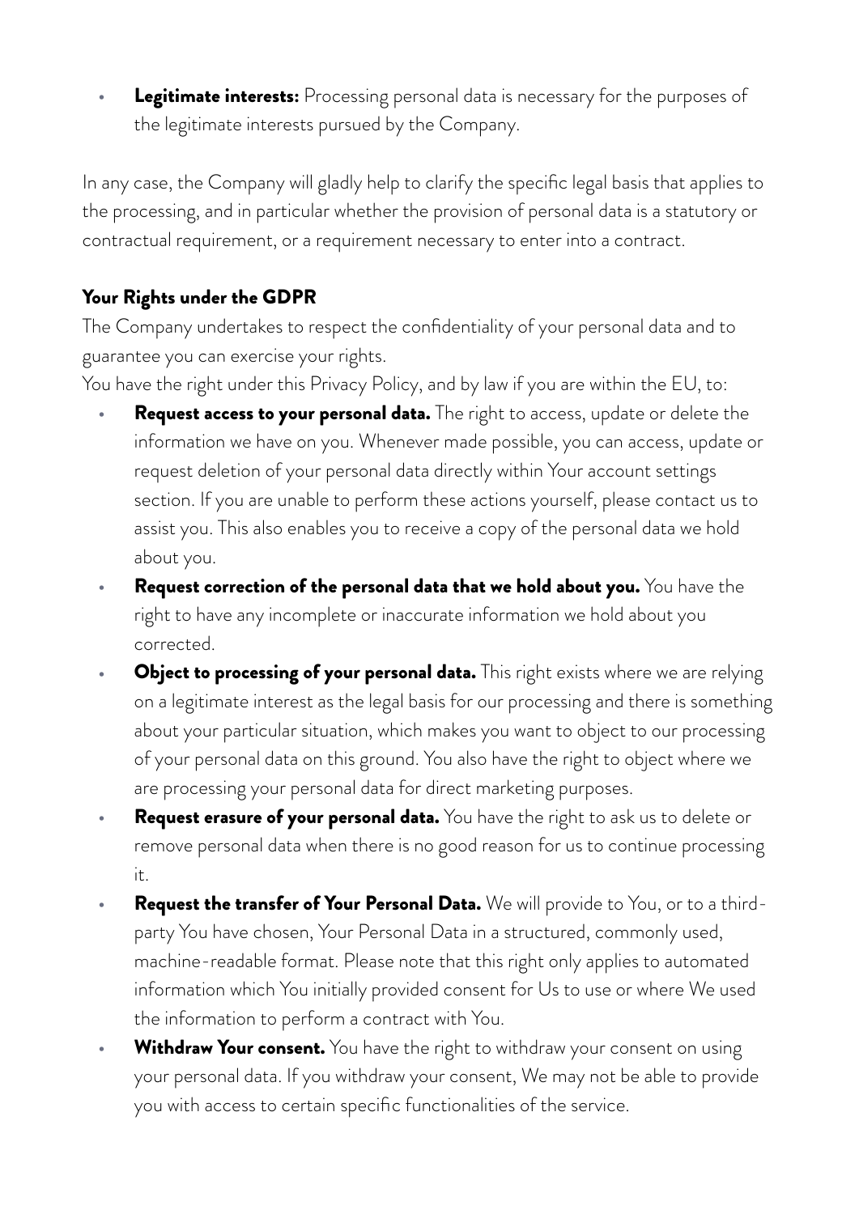- **Legitimate interests:** Processing personal data is necessary for the purposes of the legitimate interests pursued by the Company.

In any case, the Company will gladly help to clarify the specific legal basis that applies to the processing, and in particular whether the provision of personal data is a statutory or contractual requirement, or a requirement necessary to enter into a contract.

### Your Rights under the GDPR

The Company undertakes to respect the confidentiality of your personal data and to guarantee you can exercise your rights.
You have the right under this Privacy Policy, and by law if you are within the EU, to:

- **Request access to your personal data.** The right to access, update or delete the information we have on you. Whenever made possible, you can access, update or request deletion of your personal data directly within Your account settings section. If you are unable to perform these actions yourself, please contact us to assist you. This also enables you to receive a copy of the personal data we hold about you.
- **Request correction of the personal data that we hold about you.** You have the right to have any incomplete or inaccurate information we hold about you corrected.
- **Object to processing of your personal data.** This right exists where we are relying on a legitimate interest as the legal basis for our processing and there is something about your particular situation, which makes you want to object to our processing of your personal data on this ground. You also have the right to object where we are processing your personal data for direct marketing purposes.
- **Request erasure of your personal data.** You have the right to ask us to delete or remove personal data when there is no good reason for us to continue processing it.
- **Request the transfer of Your Personal Data.** We will provide to You, or to a third-party You have chosen, Your Personal Data in a structured, commonly used, machine-readable format. Please note that this right only applies to automated information which You initially provided consent for Us to use or where We used the information to perform a contract with You.
- **Withdraw Your consent.** You have the right to withdraw your consent on using your personal data. If you withdraw your consent, We may not be able to provide you with access to certain specific functionalities of the service.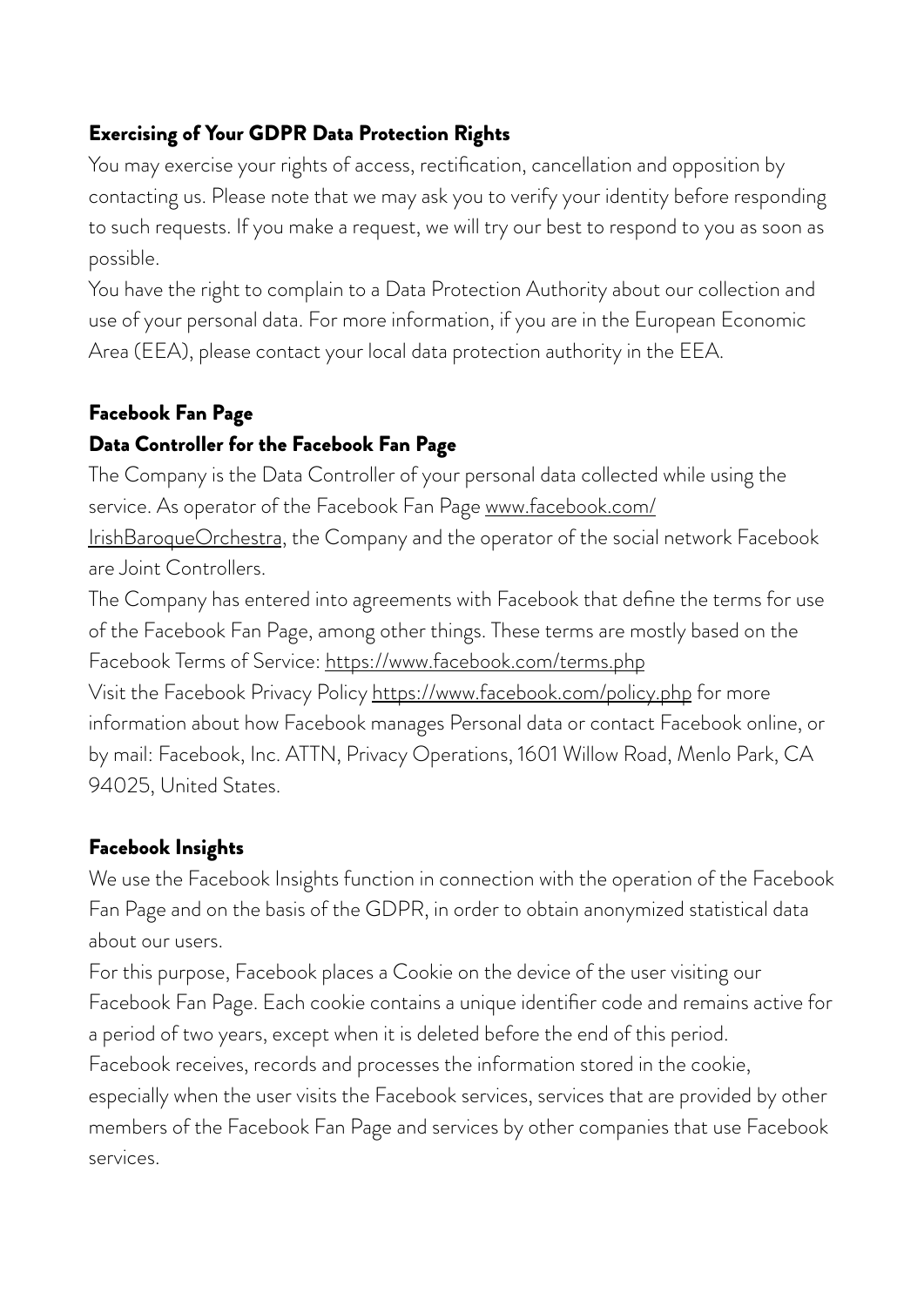### Exercising of Your GDPR Data Protection Rights

You may exercise your rights of access, rectification, cancellation and opposition by contacting us. Please note that we may ask you to verify your identity before responding to such requests. If you make a request, we will try our best to respond to you as soon as possible.

You have the right to complain to a Data Protection Authority about our collection and use of your personal data. For more information, if you are in the European Economic Area (EEA), please contact your local data protection authority in the EEA.

### Facebook Fan Page

### Data Controller for the Facebook Fan Page

The Company is the Data Controller of your personal data collected while using the service. As operator of the Facebook Fan Page www.facebook.com/IrishBaroqueOrchestra, the Company and the operator of the social network Facebook are Joint Controllers.

The Company has entered into agreements with Facebook that define the terms for use of the Facebook Fan Page, among other things. These terms are mostly based on the Facebook Terms of Service: https://www.facebook.com/terms.php

Visit the Facebook Privacy Policy https://www.facebook.com/policy.php for more information about how Facebook manages Personal data or contact Facebook online, or by mail: Facebook, Inc. ATTN, Privacy Operations, 1601 Willow Road, Menlo Park, CA 94025, United States.

### Facebook Insights

We use the Facebook Insights function in connection with the operation of the Facebook Fan Page and on the basis of the GDPR, in order to obtain anonymized statistical data about our users.

For this purpose, Facebook places a Cookie on the device of the user visiting our Facebook Fan Page. Each cookie contains a unique identifier code and remains active for a period of two years, except when it is deleted before the end of this period.

Facebook receives, records and processes the information stored in the cookie, especially when the user visits the Facebook services, services that are provided by other members of the Facebook Fan Page and services by other companies that use Facebook services.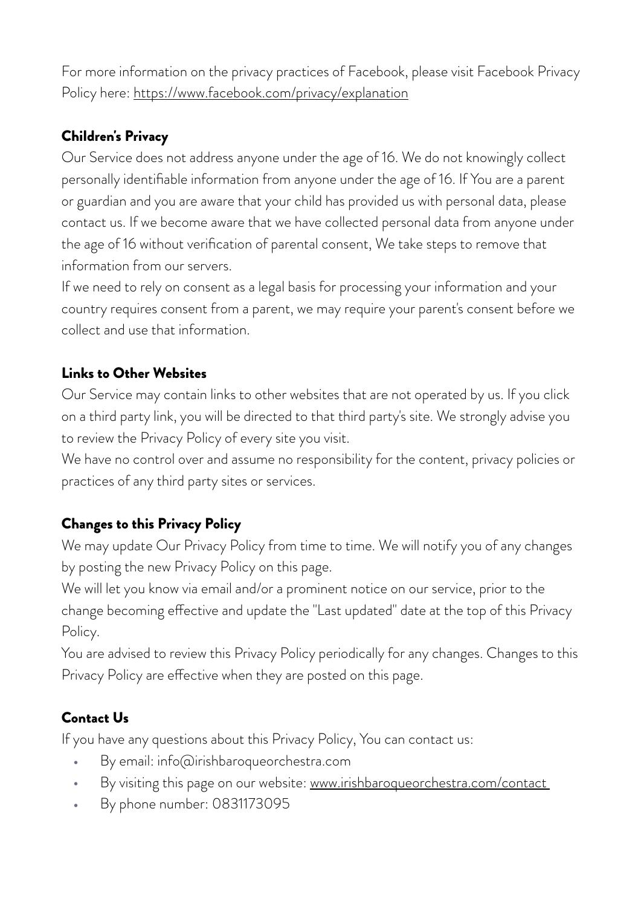For more information on the privacy practices of Facebook, please visit Facebook Privacy Policy here: https://www.facebook.com/privacy/explanation

## Children's Privacy

Our Service does not address anyone under the age of 16. We do not knowingly collect personally identifiable information from anyone under the age of 16. If You are a parent or guardian and you are aware that your child has provided us with personal data, please contact us. If we become aware that we have collected personal data from anyone under the age of 16 without verification of parental consent, We take steps to remove that information from our servers.

If we need to rely on consent as a legal basis for processing your information and your country requires consent from a parent, we may require your parent's consent before we collect and use that information.

## Links to Other Websites

Our Service may contain links to other websites that are not operated by us. If you click on a third party link, you will be directed to that third party's site. We strongly advise you to review the Privacy Policy of every site you visit.

We have no control over and assume no responsibility for the content, privacy policies or practices of any third party sites or services.

## Changes to this Privacy Policy

We may update Our Privacy Policy from time to time. We will notify you of any changes by posting the new Privacy Policy on this page.

We will let you know via email and/or a prominent notice on our service, prior to the change becoming effective and update the "Last updated" date at the top of this Privacy Policy.

You are advised to review this Privacy Policy periodically for any changes. Changes to this Privacy Policy are effective when they are posted on this page.

## Contact Us

If you have any questions about this Privacy Policy, You can contact us:

- By email: info@irishbaroqueorchestra.com
- By visiting this page on our website: www.irishbaroqueorchestra.com/contact
- By phone number: 0831173095